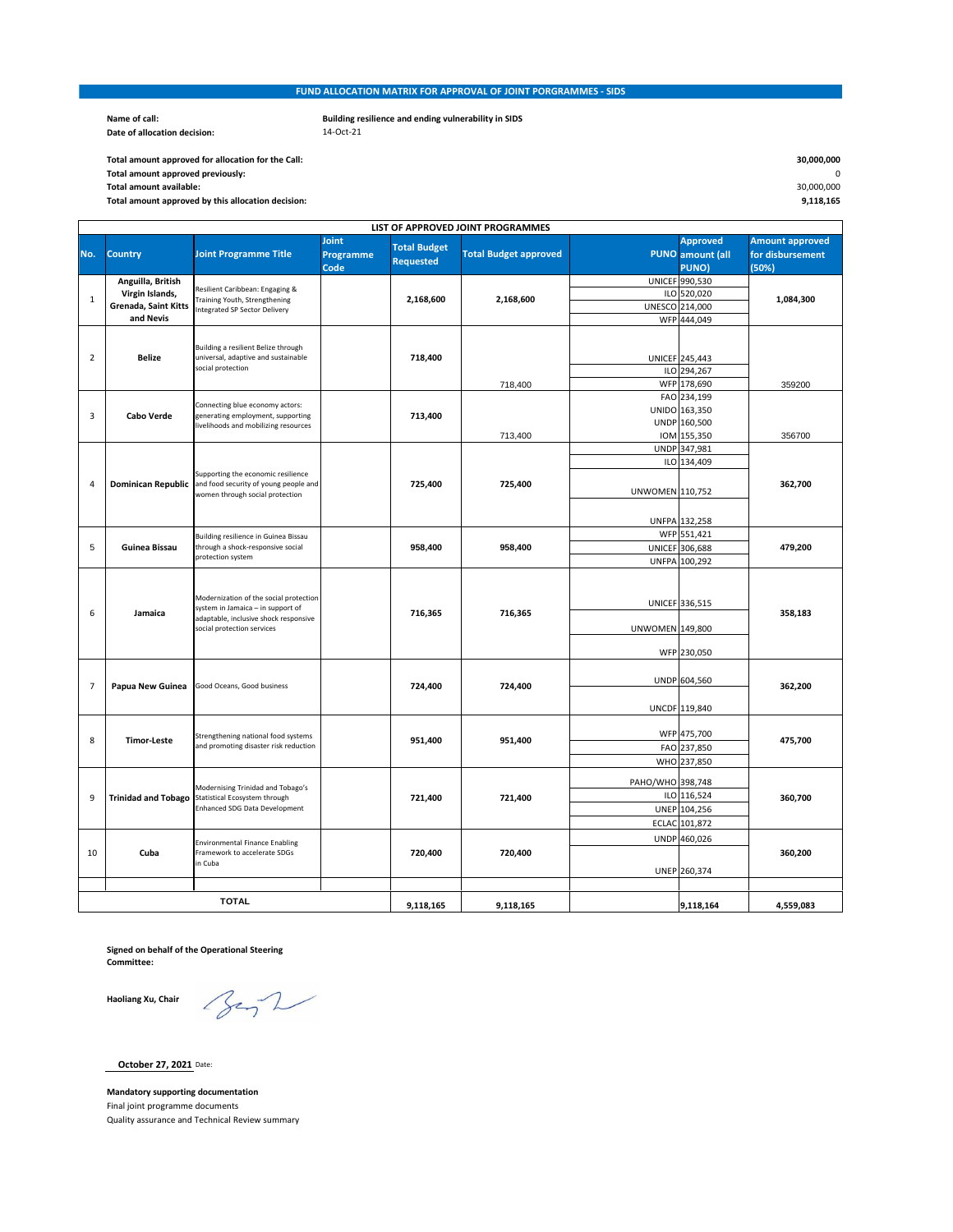## FUND ALLOCATION MATRIX FOR APPROVAL OF JOINT PORGRAMMES - SIDS

**Name of call:** **Building resilience and ending vulnerability in SIDS**
**Date of allocation decision:** 14-Oct-21

**Total amount approved for allocation for the Call:** **30,000,000**
**Total amount approved previously:** 0
**Total amount available:** 30,000,000
**Total amount approved by this allocation decision:** **9,118,165**

**LIST OF APPROVED JOINT PROGRAMMES**

| No. | Country | Joint Programme Title | Joint Programme Code | Total Budget Requested | Total Budget approved | PUNO | Approved amount (all PUNO) | Amount approved for disbursement (50%) |
|---|---|---|---|---|---|---|---|---|
| 1 | Anguilla, British Virgin Islands, Grenada, Saint Kitts and Nevis | Resilient Caribbean: Engaging & Training Youth, Strengthening Integrated SP Sector Delivery | | 2,168,600 | 2,168,600 | UNICEF | 990,530 | 1,084,300 |
| | | | | | | ILO | 520,020 | |
| | | | | | | UNESCO | 214,000 | |
| | | | | | | WFP | 444,049 | |
| 2 | Belize | Building a resilient Belize through universal, adaptive and sustainable social protection | | 718,400 | 718,400 | UNICEF | 245,443 | 359200 |
| | | | | | | ILO | 294,267 | |
| | | | | | | WFP | 178,690 | |
| 3 | Cabo Verde | Connecting blue economy actors: generating employment, supporting livelihoods and mobilizing resources | | 713,400 | 713,400 | FAO | 234,199 | 356700 |
| | | | | | | UNIDO | 163,350 | |
| | | | | | | UNDP | 160,500 | |
| | | | | | | IOM | 155,350 | |
| 4 | Dominican Republic | Supporting the economic resilience and food security of young people and women through social protection | | 725,400 | 725,400 | UNDP | 347,981 | 362,700 |
| | | | | | | ILO | 134,409 | |
| | | | | | | UNWOMEN | 110,752 | |
| | | | | | | UNFPA | 132,258 | |
| 5 | Guinea Bissau | Building resilience in Guinea Bissau through a shock-responsive social protection system | | 958,400 | 958,400 | WFP | 551,421 | 479,200 |
| | | | | | | UNICEF | 306,688 | |
| | | | | | | UNFPA | 100,292 | |
| 6 | Jamaica | Modernization of the social protection system in Jamaica – in support of adaptable, inclusive shock responsive social protection services | | 716,365 | 716,365 | UNICEF | 336,515 | 358,183 |
| | | | | | | UNWOMEN | 149,800 | |
| | | | | | | WFP | 230,050 | |
| 7 | Papua New Guinea | Good Oceans, Good business | | 724,400 | 724,400 | UNDP | 604,560 | 362,200 |
| | | | | | | UNCDF | 119,840 | |
| 8 | Timor-Leste | Strengthening national food systems and promoting disaster risk reduction | | 951,400 | 951,400 | WFP | 475,700 | 475,700 |
| | | | | | | FAO | 237,850 | |
| | | | | | | WHO | 237,850 | |
| 9 | Trinidad and Tobago | Modernising Trinidad and Tobago's Statistical Ecosystem through Enhanced SDG Data Development | | 721,400 | 721,400 | PAHO/WHO | 398,748 | 360,700 |
| | | | | | | ILO | 116,524 | |
| | | | | | | UNEP | 104,256 | |
| | | | | | | ECLAC | 101,872 | |
| 10 | Cuba | Environmental Finance Enabling Framework to accelerate SDGs in Cuba | | 720,400 | 720,400 | UNDP | 460,026 | 360,200 |
| | | | | | | UNEP | 260,374 | |
| | | | | | | | | |
| | TOTAL | | | 9,118,165 | 9,118,165 | | 9,118,164 | 4,559,083 |

**Signed on behalf of the Operational Steering Committee:**

**Haoliang Xu, Chair**

**October 27, 2021** Date:

**Mandatory supporting documentation**

Final joint programme documents

Quality assurance and Technical Review summary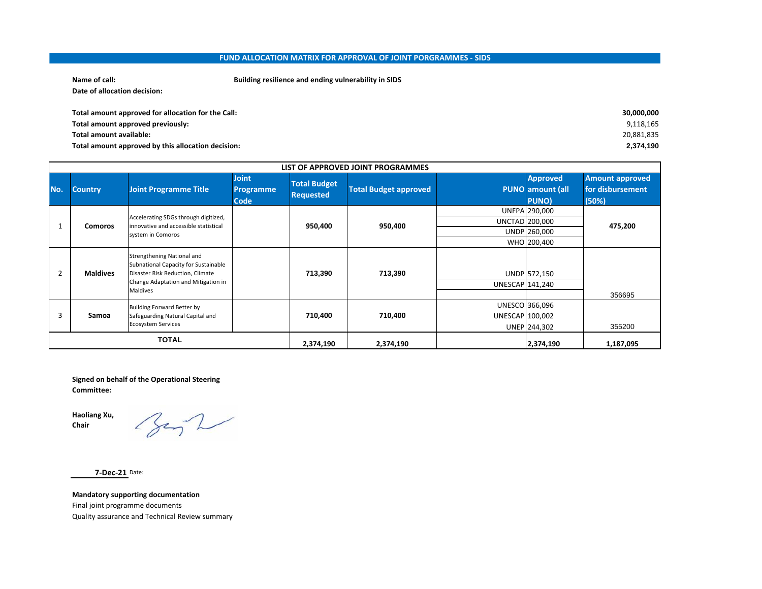## FUND ALLOCATION MATRIX FOR APPROVAL OF JOINT PORGRAMMES - SIDS

**Name of call:** **Building resilience and ending vulnerability in SIDS**

**Date of allocation decision:**

| | |
|---|---|
| **Total amount approved for allocation for the Call:** | **30,000,000** |
| **Total amount approved previously:** | 9,118,165 |
| **Total amount available:** | 20,881,835 |
| **Total amount approved by this allocation decision:** | **2,374,190** |

**LIST OF APPROVED JOINT PROGRAMMES**

| No. | Country | Joint Programme Title | Joint Programme Code | Total Budget Requested | Total Budget approved | PUNO | Approved amount (all PUNO) | Amount approved for disbursement (50%) |
|---|---|---|---|---|---|---|---|---|
| 1 | **Comoros** | Accelerating SDGs through digitized, innovative and accessible statistical system in Comoros | | **950,400** | **950,400** | UNFPA | 290,000 | **475,200** |
| | | | | | | UNCTAD | 200,000 | |
| | | | | | | UNDP | 260,000 | |
| | | | | | | WHO | 200,400 | |
| 2 | **Maldives** | Strengthening National and Subnational Capacity for Sustainable Disaster Risk Reduction, Climate Change Adaptation and Mitigation in Maldives | | **713,390** | **713,390** | UNDP | 572,150 | 356695 |
| | | | | | | UNESCAP | 141,240 | |
| 3 | **Samoa** | Building Forward Better by Safeguarding Natural Capital and Ecosystem Services | | **710,400** | **710,400** | UNESCO | 366,096 | 355200 |
| | | | | | | UNESCAP | 100,002 | |
| | | | | | | UNEP | 244,302 | |
| | | **TOTAL** | | **2,374,190** | **2,374,190** | | **2,374,190** | **1,187,095** |

**Signed on behalf of the Operational Steering Committee:**

**Haoliang Xu, Chair**

Date: **7-Dec-21**

**Mandatory supporting documentation**

Final joint programme documents

Quality assurance and Technical Review summary